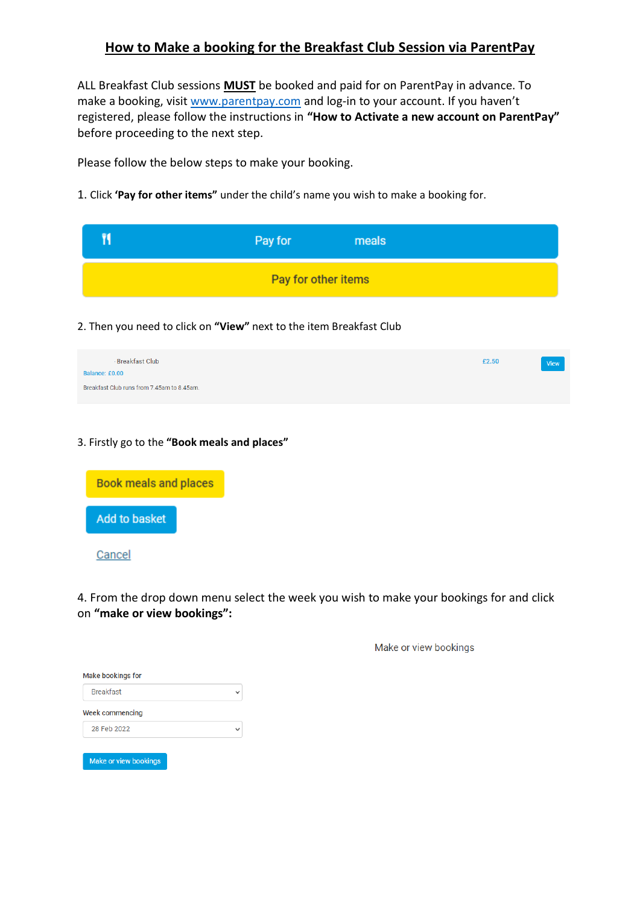# How to Make a booking for the Breakfast Club Session via ParentPay

ALL Breakfast Club sessions **MUST** be booked and paid for on ParentPay in advance. To make a booking, visit www.parentpay.com and log-in to your account. If you haven't registered, please follow the instructions in **"How to Activate a new account on ParentPay"** before proceeding to the next step.

Please follow the below steps to make your booking.

1. Click **'Pay for other items"** under the child's name you wish to make a booking for.

Pay for meals

Pay for other items

2. Then you need to click on **"View"** next to the item Breakfast Club

Breakfast Club £2.50 View

Balance: £0.00

Breakfast Club runs from 7.45am to 8.45am.

3. Firstly go to the **"Book meals and places"**

Book meals and places

Add to basket

Cancel

4. From the drop down menu select the week you wish to make your bookings for and click on **"make or view bookings":**

Make or view bookings

Make bookings for

Breakfast

Week commencing

28 Feb 2022

Make or view bookings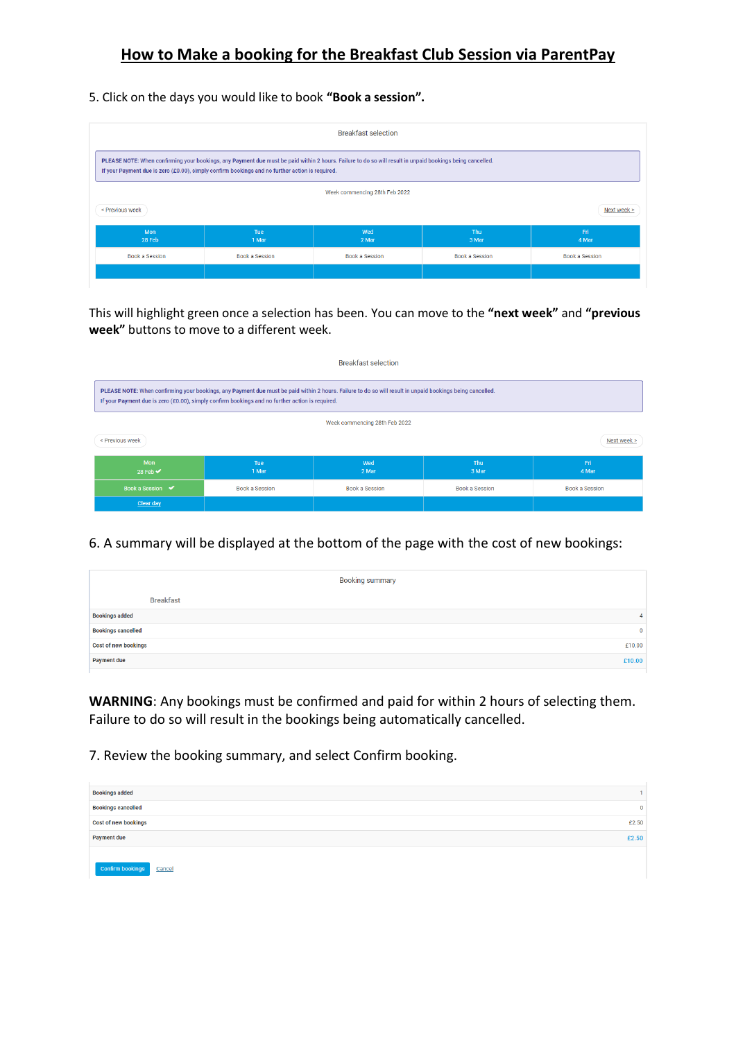# How to Make a booking for the Breakfast Club Session via ParentPay

5. Click on the days you would like to book **"Book a session".**

Breakfast selection

**PLEASE NOTE**: When confirming your bookings, any **Payment due** must be paid within 2 hours. Failure to do so will result in unpaid bookings being cancelled.
If your **Payment due** is zero (£0.00), simply confirm bookings and no further action is required.

Week commencing 28th Feb 2022

< Previous week | Next week >

| Mon 28 Feb | Tue 1 Mar | Wed 2 Mar | Thu 3 Mar | Fri 4 Mar |
|---|---|---|---|---|
| Book a Session | Book a Session | Book a Session | Book a Session | Book a Session |

This will highlight green once a selection has been. You can move to the **"next week"** and **"previous week"** buttons to move to a different week.

Breakfast selection

**PLEASE NOTE**: When confirming your bookings, any **Payment due** must be paid within 2 hours. Failure to do so will result in unpaid bookings being cancelled.
If your **Payment due** is zero (£0.00), simply confirm bookings and no further action is required.

Week commencing 28th Feb 2022

< Previous week | Next week >

| Mon 28 Feb ✔ | Tue 1 Mar | Wed 2 Mar | Thu 3 Mar | Fri 4 Mar |
|---|---|---|---|---|
| Book a Session ✔ | Book a Session | Book a Session | Book a Session | Book a Session |
| Clear day | | | | |

6. A summary will be displayed at the bottom of the page with the cost of new bookings:

Booking summary

Breakfast

| | |
|---|---|
| **Bookings added** | 4 |
| **Bookings cancelled** | 0 |
| **Cost of new bookings** | £10.00 |
| **Payment due** | £10.00 |

**WARNING**: Any bookings must be confirmed and paid for within 2 hours of selecting them. Failure to do so will result in the bookings being automatically cancelled.

7. Review the booking summary, and select Confirm booking.

| | |
|---|---|
| **Bookings added** | 1 |
| **Bookings cancelled** | 0 |
| **Cost of new bookings** | £2.50 |
| **Payment due** | £2.50 |

Confirm bookings | Cancel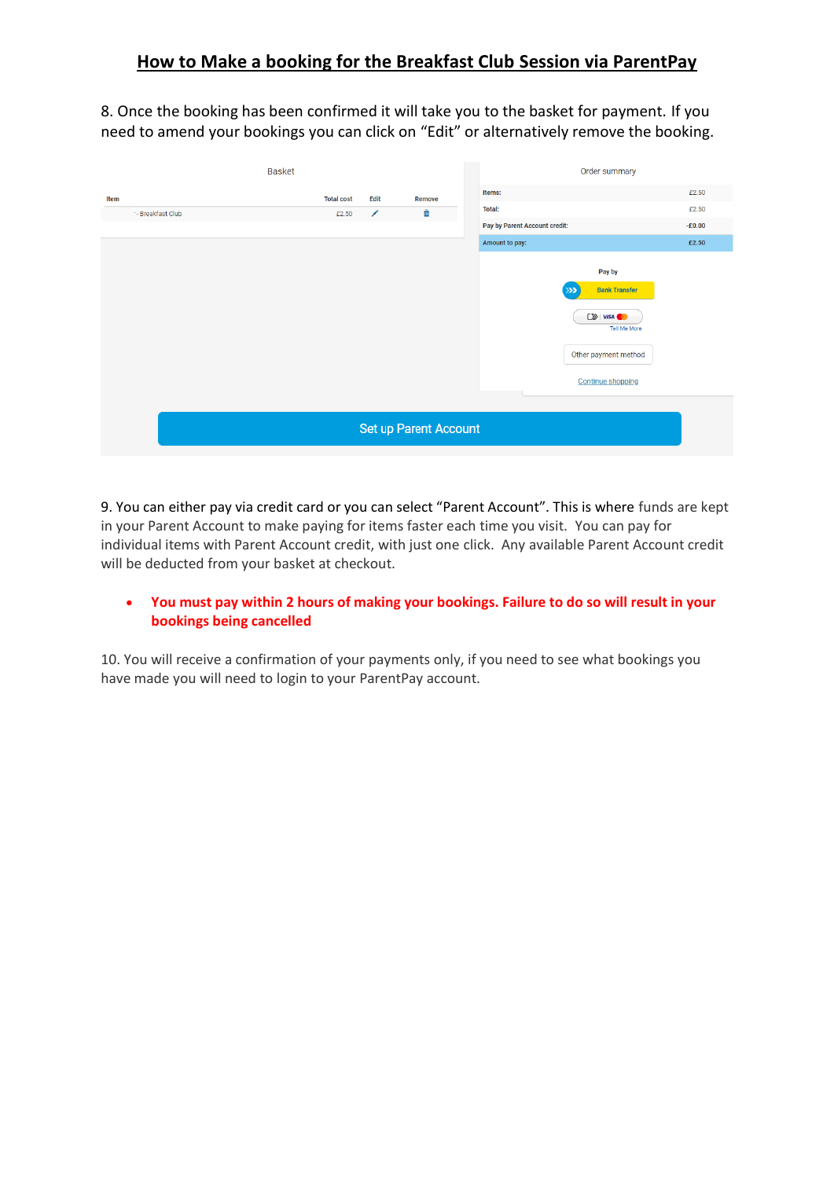## How to Make a booking for the Breakfast Club Session via ParentPay

8. Once the booking has been confirmed it will take you to the basket for payment. If you need to amend your bookings you can click on "Edit" or alternatively remove the booking.

Basket

| Item | Total cost | Edit | Remove |
|---|---|---|---|
| Breakfast Club | £2.50 | | |

Order summary

| | |
|---|---|
| Items: | £2.50 |
| Total: | £2.50 |
| Pay by Parent Account credit: | -£0.00 |
| Amount to pay: | £2.50 |

Pay by

Bank Transfer

Tell Me More

Other payment method

Continue shopping

Set up Parent Account

9. You can either pay via credit card or you can select "Parent Account". This is where funds are kept in your Parent Account to make paying for items faster each time you visit. You can pay for individual items with Parent Account credit, with just one click. Any available Parent Account credit will be deducted from your basket at checkout.

- **You must pay within 2 hours of making your bookings. Failure to do so will result in your bookings being cancelled**

10. You will receive a confirmation of your payments only, if you need to see what bookings you have made you will need to login to your ParentPay account.